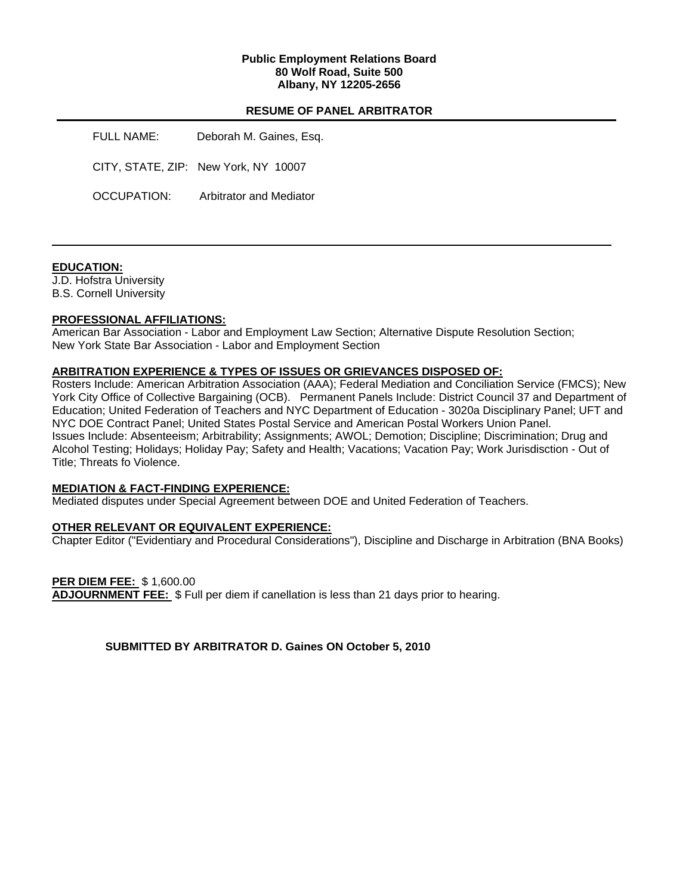**Public Employment Relations Board**
**80 Wolf Road, Suite 500**
**Albany, NY 12205-2656**

## RESUME OF PANEL ARBITRATOR

FULL NAME: Deborah M. Gaines, Esq.

CITY, STATE, ZIP: New York, NY 10007

OCCUPATION: Arbitrator and Mediator

---

**EDUCATION:**

J.D. Hofstra University
B.S. Cornell University

**PROFESSIONAL AFFILIATIONS:**

American Bar Association - Labor and Employment Law Section; Alternative Dispute Resolution Section; New York State Bar Association - Labor and Employment Section

**ARBITRATION EXPERIENCE & TYPES OF ISSUES OR GRIEVANCES DISPOSED OF:**

Rosters Include: American Arbitration Association (AAA); Federal Mediation and Conciliation Service (FMCS); New York City Office of Collective Bargaining (OCB). Permanent Panels Include: District Council 37 and Department of Education; United Federation of Teachers and NYC Department of Education - 3020a Disciplinary Panel; UFT and NYC DOE Contract Panel; United States Postal Service and American Postal Workers Union Panel.
Issues Include: Absenteeism; Arbitrability; Assignments; AWOL; Demotion; Discipline; Discrimination; Drug and Alcohol Testing; Holidays; Holiday Pay; Safety and Health; Vacations; Vacation Pay; Work Jurisdisction - Out of Title; Threats fo Violence.

**MEDIATION & FACT-FINDING EXPERIENCE:**

Mediated disputes under Special Agreement between DOE and United Federation of Teachers.

**OTHER RELEVANT OR EQUIVALENT EXPERIENCE:**

Chapter Editor ("Evidentiary and Procedural Considerations"), Discipline and Discharge in Arbitration (BNA Books)

**PER DIEM FEE:** $ 1,600.00
**ADJOURNMENT FEE:** $ Full per diem if canellation is less than 21 days prior to hearing.

**SUBMITTED BY ARBITRATOR D. Gaines ON October 5, 2010**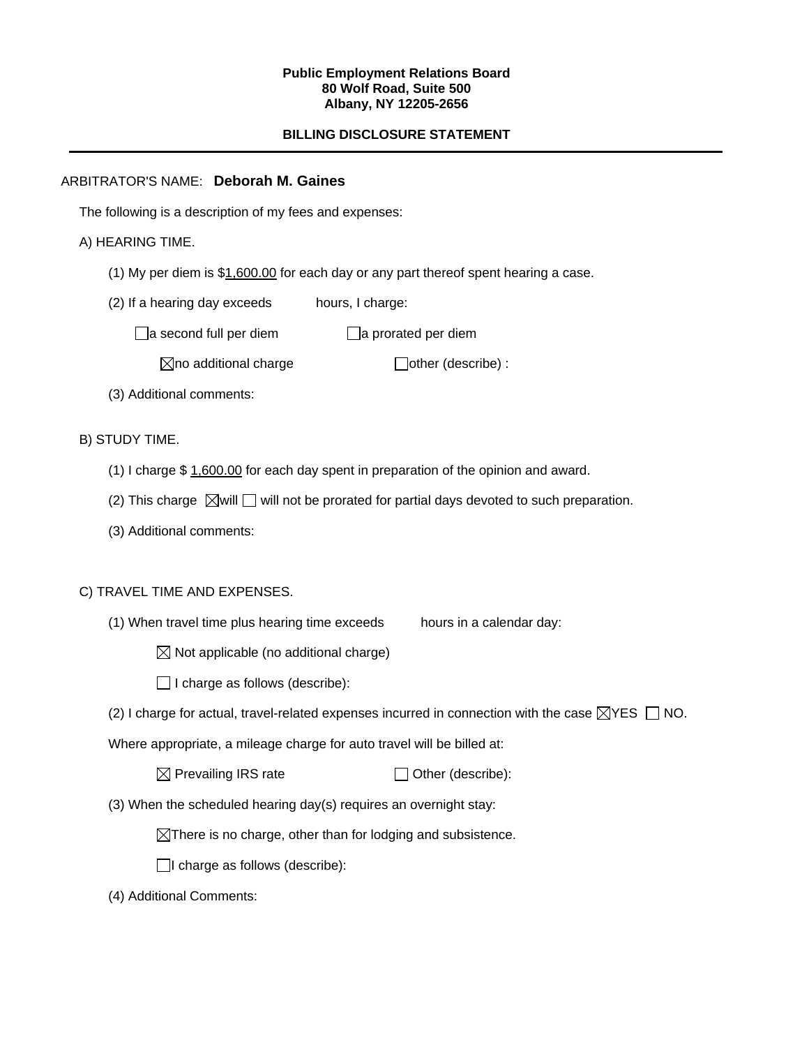**Public Employment Relations Board**
**80 Wolf Road, Suite 500**
**Albany, NY 12205-2656**

**BILLING DISCLOSURE STATEMENT**

---

ARBITRATOR'S NAME: **Deborah M. Gaines**

The following is a description of my fees and expenses:

A) HEARING TIME.

(1) My per diem is $1,600.00 for each day or any part thereof spent hearing a case.

(2) If a hearing day exceeds        hours, I charge:

☐ a second full per diem        ☐ a prorated per diem

☒ no additional charge        ☐ other (describe) :

(3) Additional comments:

B) STUDY TIME.

(1) I charge $ 1,600.00 for each day spent in preparation of the opinion and award.

(2) This charge ☒ will ☐ will not be prorated for partial days devoted to such preparation.

(3) Additional comments:

C) TRAVEL TIME AND EXPENSES.

(1) When travel time plus hearing time exceeds        hours in a calendar day:

☒ Not applicable (no additional charge)

☐ I charge as follows (describe):

(2) I charge for actual, travel-related expenses incurred in connection with the case ☒ YES ☐ NO.

Where appropriate, a mileage charge for auto travel will be billed at:

☒ Prevailing IRS rate        ☐ Other (describe):

(3) When the scheduled hearing day(s) requires an overnight stay:

☒ There is no charge, other than for lodging and subsistence.

☐ I charge as follows (describe):

(4) Additional Comments: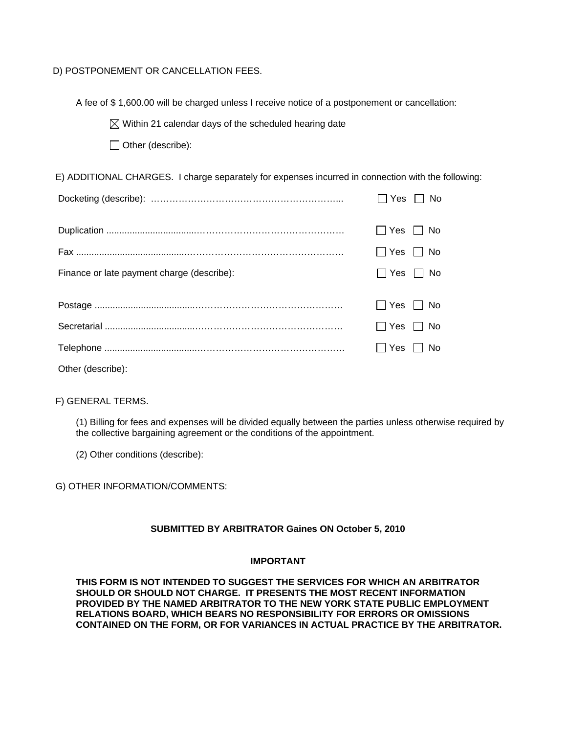D) POSTPONEMENT OR CANCELLATION FEES.

A fee of $ 1,600.00 will be charged unless I receive notice of a postponement or cancellation:

☒ Within 21 calendar days of the scheduled hearing date

☐ Other (describe):

E) ADDITIONAL CHARGES. I charge separately for expenses incurred in connection with the following:

| | |
|---|---|
| Docketing (describe): ………………………………………………………... | ☐ Yes ☐ No |
| Duplication ………………………………………………………………… | ☐ Yes ☐ No |
| Fax ……………………………………………………………………… | ☐ Yes ☐ No |
| Finance or late payment charge (describe): | ☐ Yes ☐ No |
| Postage ………………………………………………………………… | ☐ Yes ☐ No |
| Secretarial ……………………………………………………………… | ☐ Yes ☐ No |
| Telephone ……………………………………………………………… | ☐ Yes ☐ No |

Other (describe):

F) GENERAL TERMS.

(1) Billing for fees and expenses will be divided equally between the parties unless otherwise required by the collective bargaining agreement or the conditions of the appointment.

(2) Other conditions (describe):

G) OTHER INFORMATION/COMMENTS:

**SUBMITTED BY ARBITRATOR Gaines ON October 5, 2010**

**IMPORTANT**

**THIS FORM IS NOT INTENDED TO SUGGEST THE SERVICES FOR WHICH AN ARBITRATOR SHOULD OR SHOULD NOT CHARGE. IT PRESENTS THE MOST RECENT INFORMATION PROVIDED BY THE NAMED ARBITRATOR TO THE NEW YORK STATE PUBLIC EMPLOYMENT RELATIONS BOARD, WHICH BEARS NO RESPONSIBILITY FOR ERRORS OR OMISSIONS CONTAINED ON THE FORM, OR FOR VARIANCES IN ACTUAL PRACTICE BY THE ARBITRATOR.**